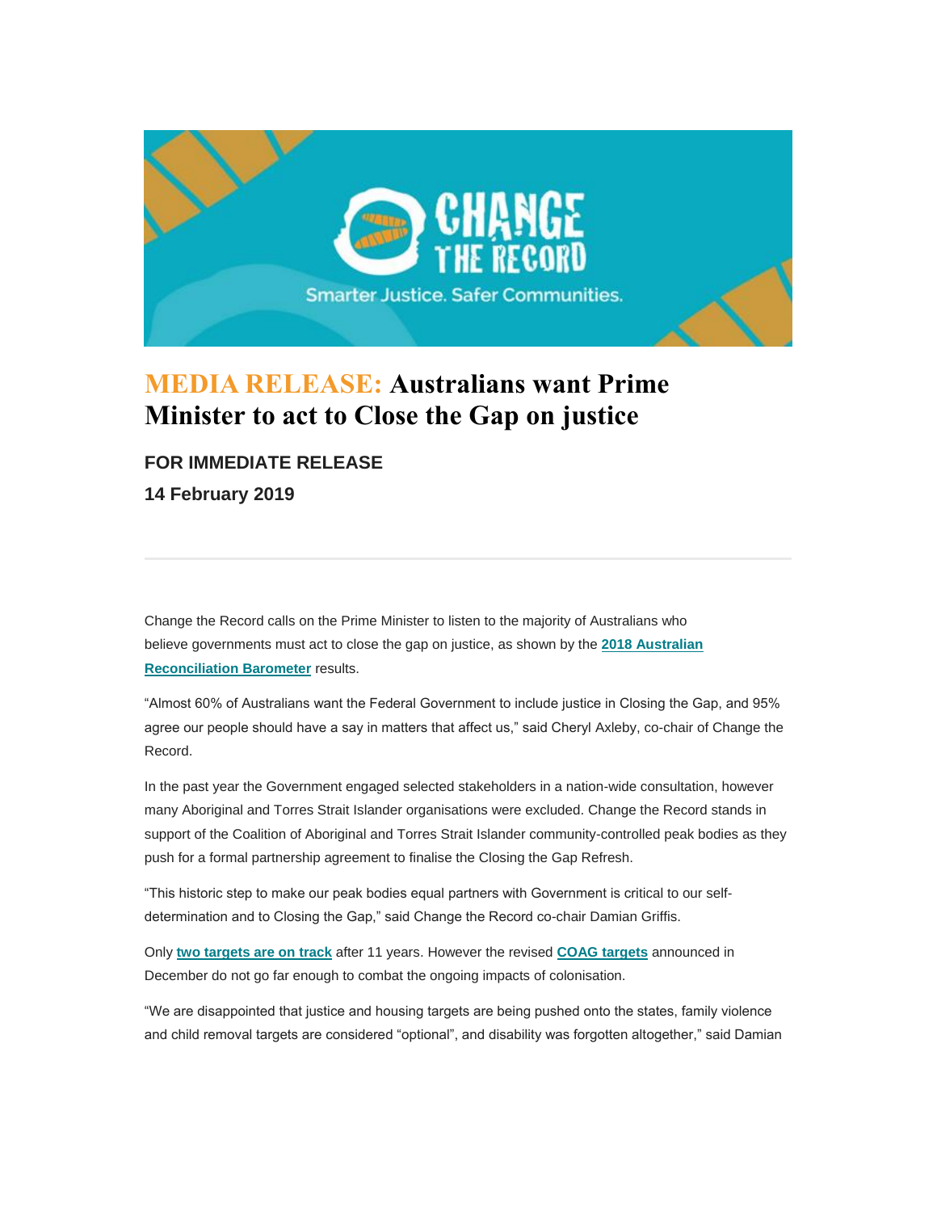# MEDIA RELEASE: Australians want Prime Minister to act to Close the Gap on justice

### FOR IMMEDIATE RELEASE

### 14 February 2019

---

Change the Record calls on the Prime Minister to listen to the majority of Australians who believe governments must act to close the gap on justice, as shown by the **2018 Australian Reconciliation Barometer** results.

"Almost 60% of Australians want the Federal Government to include justice in Closing the Gap, and 95% agree our people should have a say in matters that affect us," said Cheryl Axleby, co-chair of Change the Record.

In the past year the Government engaged selected stakeholders in a nation-wide consultation, however many Aboriginal and Torres Strait Islander organisations were excluded. Change the Record stands in support of the Coalition of Aboriginal and Torres Strait Islander community-controlled peak bodies as they push for a formal partnership agreement to finalise the Closing the Gap Refresh.

"This historic step to make our peak bodies equal partners with Government is critical to our self-determination and to Closing the Gap," said Change the Record co-chair Damian Griffis.

Only **two targets are on track** after 11 years. However the revised **COAG targets** announced in December do not go far enough to combat the ongoing impacts of colonisation.

"We are disappointed that justice and housing targets are being pushed onto the states, family violence and child removal targets are considered "optional", and disability was forgotten altogether," said Damian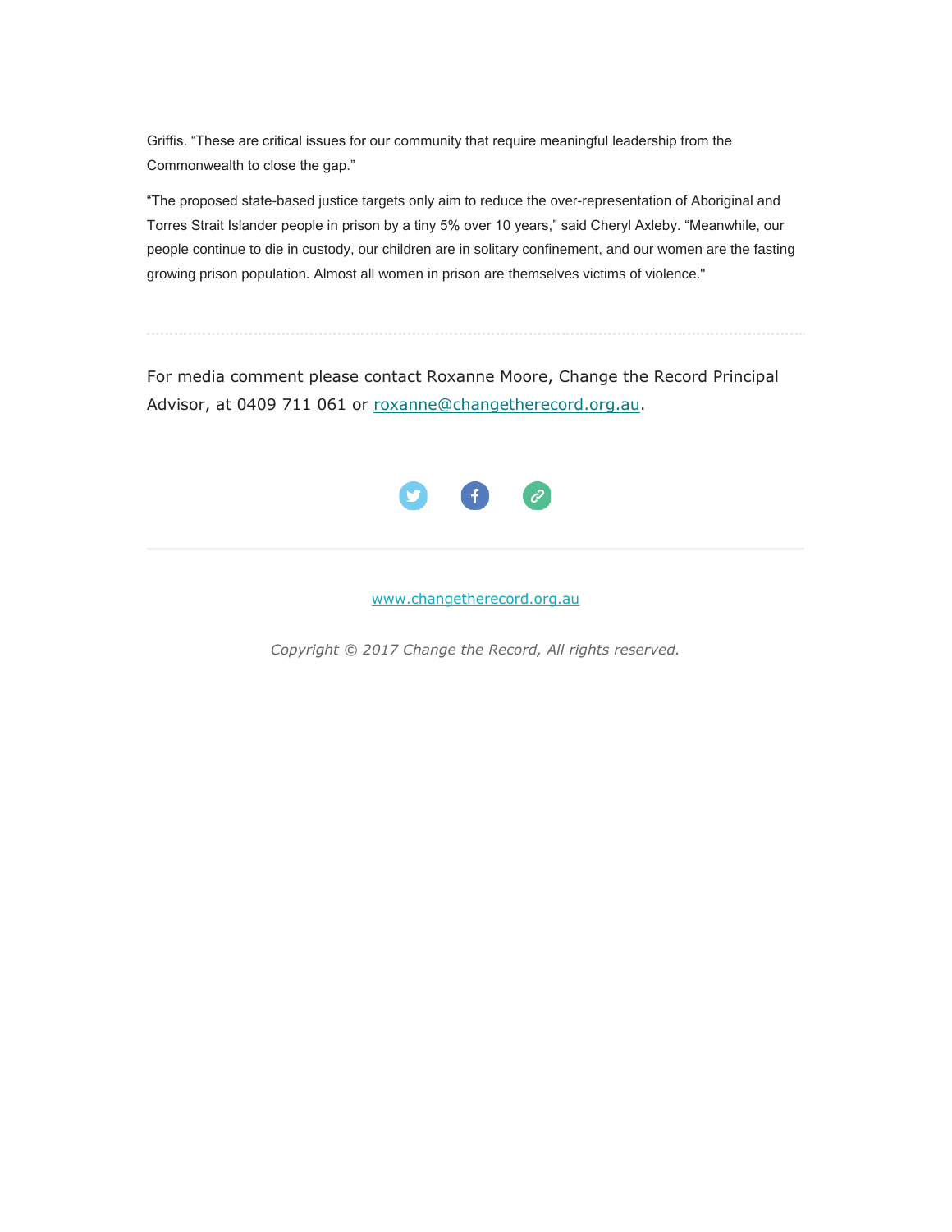Griffis. “These are critical issues for our community that require meaningful leadership from the Commonwealth to close the gap.”

“The proposed state-based justice targets only aim to reduce the over-representation of Aboriginal and Torres Strait Islander people in prison by a tiny 5% over 10 years,” said Cheryl Axleby. “Meanwhile, our people continue to die in custody, our children are in solitary confinement, and our women are the fasting growing prison population. Almost all women in prison are themselves victims of violence."

---

For media comment please contact Roxanne Moore, Change the Record Principal Advisor, at 0409 711 061 or roxanne@changetherecord.org.au.

---

www.changetherecord.org.au

*Copyright © 2017 Change the Record, All rights reserved.*